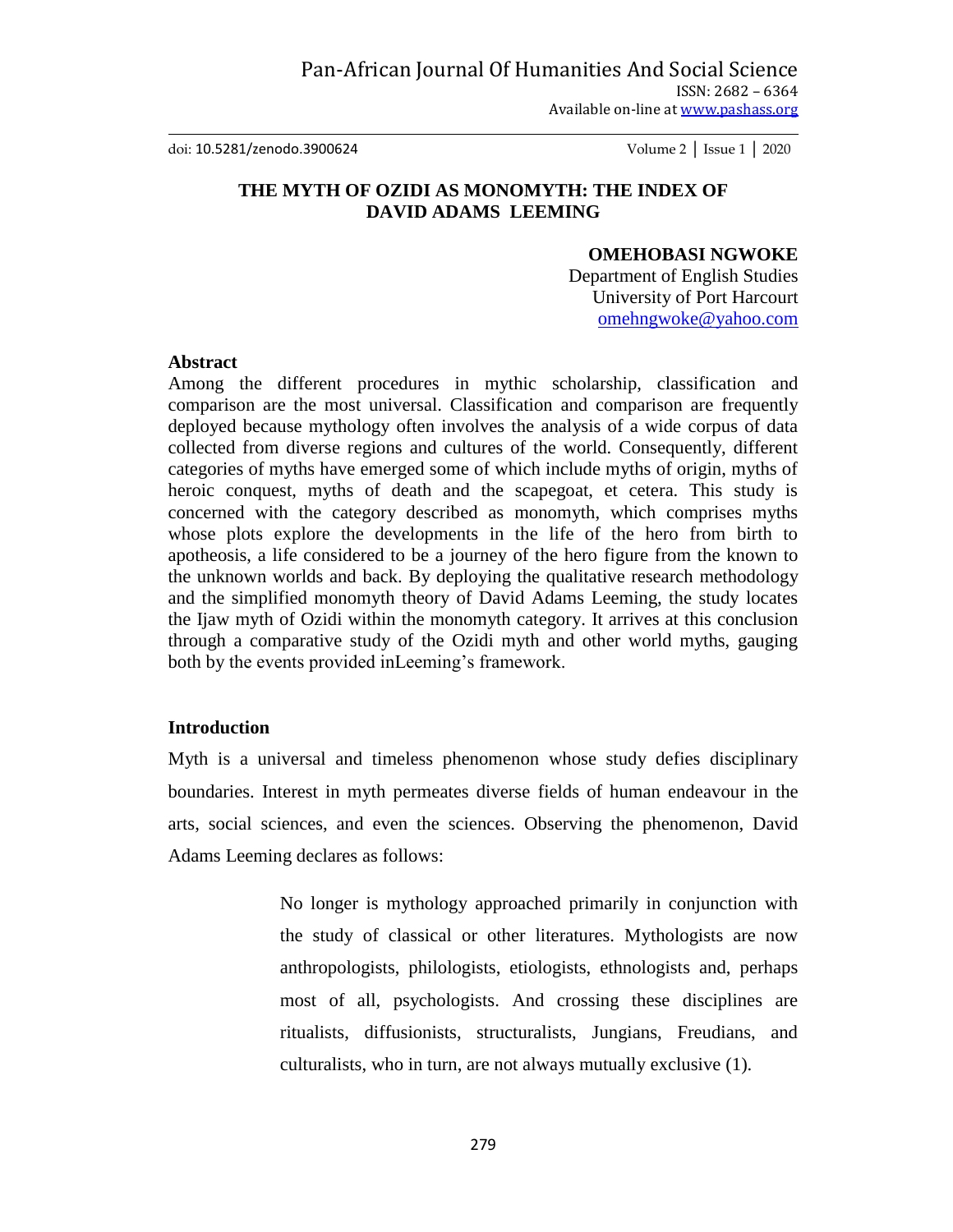# THE MYTH OF OZIDI AS MONOMYTH: THE INDEX OF DAVID ADAMS LEEMING

**OMEHOBASI NGWOKE**
Department of English Studies
University of Port Harcourt
omehngwoke@yahoo.com

### Abstract

Among the different procedures in mythic scholarship, classification and comparison are the most universal. Classification and comparison are frequently deployed because mythology often involves the analysis of a wide corpus of data collected from diverse regions and cultures of the world. Consequently, different categories of myths have emerged some of which include myths of origin, myths of heroic conquest, myths of death and the scapegoat, et cetera. This study is concerned with the category described as monomyth, which comprises myths whose plots explore the developments in the life of the hero from birth to apotheosis, a life considered to be a journey of the hero figure from the known to the unknown worlds and back. By deploying the qualitative research methodology and the simplified monomyth theory of David Adams Leeming, the study locates the Ijaw myth of Ozidi within the monomyth category. It arrives at this conclusion through a comparative study of the Ozidi myth and other world myths, gauging both by the events provided inLeeming's framework.

### Introduction

Myth is a universal and timeless phenomenon whose study defies disciplinary boundaries. Interest in myth permeates diverse fields of human endeavour in the arts, social sciences, and even the sciences. Observing the phenomenon, David Adams Leeming declares as follows:

> No longer is mythology approached primarily in conjunction with the study of classical or other literatures. Mythologists are now anthropologists, philologists, etiologists, ethnologists and, perhaps most of all, psychologists. And crossing these disciplines are ritualists, diffusionists, structuralists, Jungians, Freudians, and culturalists, who in turn, are not always mutually exclusive (1).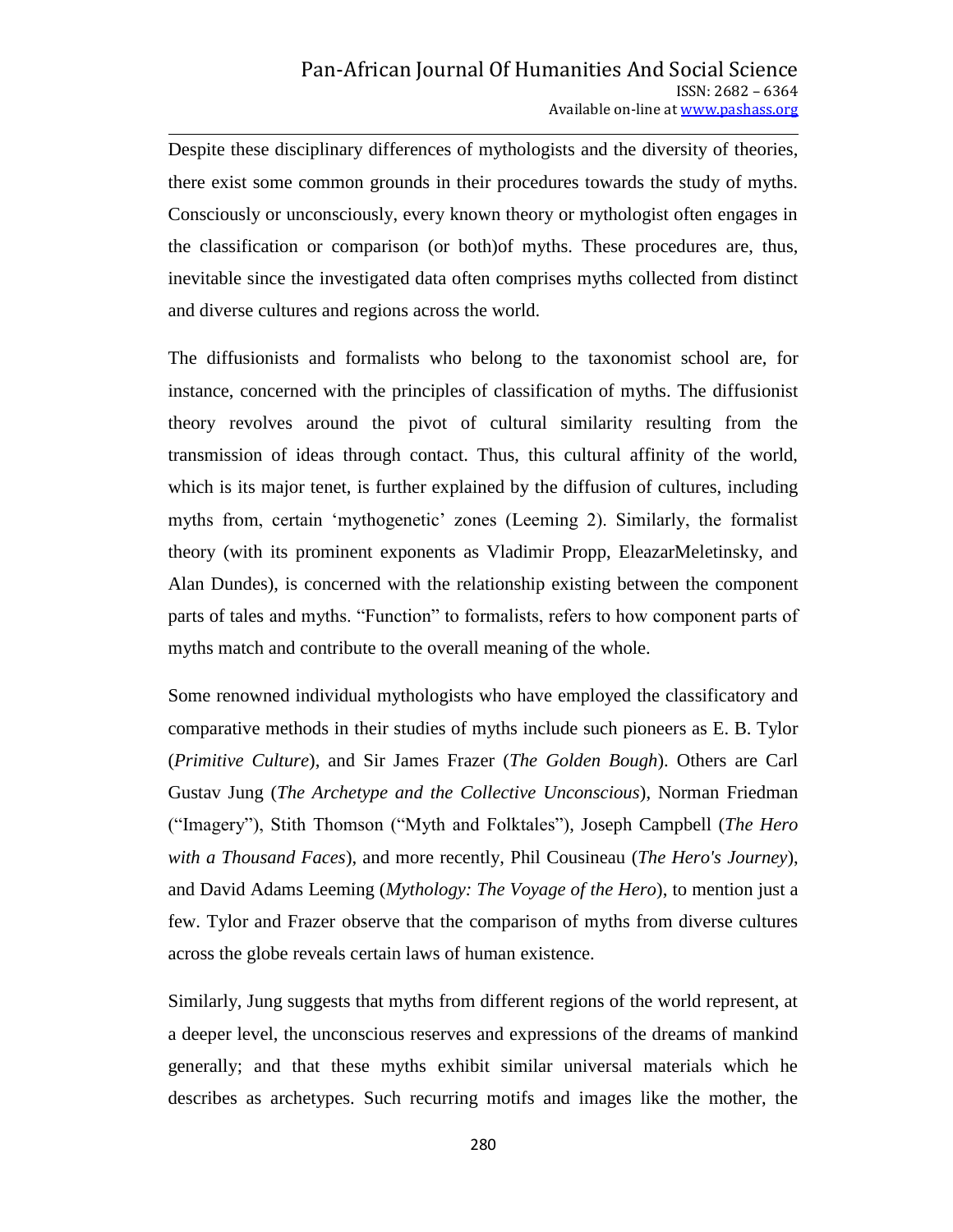Despite these disciplinary differences of mythologists and the diversity of theories, there exist some common grounds in their procedures towards the study of myths. Consciously or unconsciously, every known theory or mythologist often engages in the classification or comparison (or both)of myths. These procedures are, thus, inevitable since the investigated data often comprises myths collected from distinct and diverse cultures and regions across the world.

The diffusionists and formalists who belong to the taxonomist school are, for instance, concerned with the principles of classification of myths. The diffusionist theory revolves around the pivot of cultural similarity resulting from the transmission of ideas through contact. Thus, this cultural affinity of the world, which is its major tenet, is further explained by the diffusion of cultures, including myths from, certain 'mythogenetic' zones (Leeming 2). Similarly, the formalist theory (with its prominent exponents as Vladimir Propp, EleazarMeletinsky, and Alan Dundes), is concerned with the relationship existing between the component parts of tales and myths. "Function" to formalists, refers to how component parts of myths match and contribute to the overall meaning of the whole.

Some renowned individual mythologists who have employed the classificatory and comparative methods in their studies of myths include such pioneers as E. B. Tylor (*Primitive Culture*), and Sir James Frazer (*The Golden Bough*). Others are Carl Gustav Jung (*The Archetype and the Collective Unconscious*), Norman Friedman ("Imagery"), Stith Thomson ("Myth and Folktales"), Joseph Campbell (*The Hero with a Thousand Faces*), and more recently, Phil Cousineau (*The Hero's Journey*), and David Adams Leeming (*Mythology: The Voyage of the Hero*), to mention just a few. Tylor and Frazer observe that the comparison of myths from diverse cultures across the globe reveals certain laws of human existence.

Similarly, Jung suggests that myths from different regions of the world represent, at a deeper level, the unconscious reserves and expressions of the dreams of mankind generally; and that these myths exhibit similar universal materials which he describes as archetypes. Such recurring motifs and images like the mother, the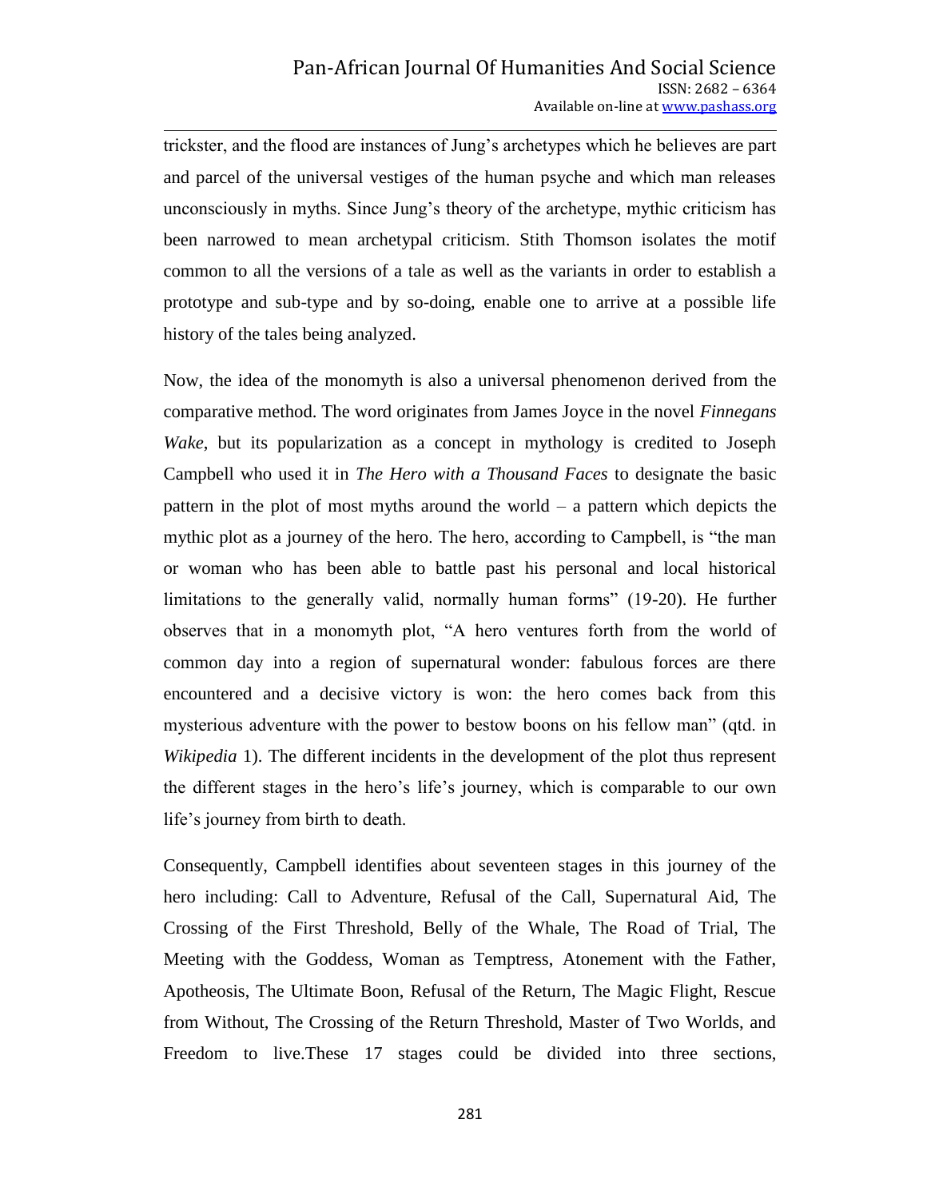trickster, and the flood are instances of Jung's archetypes which he believes are part and parcel of the universal vestiges of the human psyche and which man releases unconsciously in myths. Since Jung's theory of the archetype, mythic criticism has been narrowed to mean archetypal criticism. Stith Thomson isolates the motif common to all the versions of a tale as well as the variants in order to establish a prototype and sub-type and by so-doing, enable one to arrive at a possible life history of the tales being analyzed.

Now, the idea of the monomyth is also a universal phenomenon derived from the comparative method. The word originates from James Joyce in the novel *Finnegans Wake*, but its popularization as a concept in mythology is credited to Joseph Campbell who used it in *The Hero with a Thousand Faces* to designate the basic pattern in the plot of most myths around the world – a pattern which depicts the mythic plot as a journey of the hero. The hero, according to Campbell, is "the man or woman who has been able to battle past his personal and local historical limitations to the generally valid, normally human forms" (19-20). He further observes that in a monomyth plot, "A hero ventures forth from the world of common day into a region of supernatural wonder: fabulous forces are there encountered and a decisive victory is won: the hero comes back from this mysterious adventure with the power to bestow boons on his fellow man" (qtd. in *Wikipedia* 1). The different incidents in the development of the plot thus represent the different stages in the hero's life's journey, which is comparable to our own life's journey from birth to death.

Consequently, Campbell identifies about seventeen stages in this journey of the hero including: Call to Adventure, Refusal of the Call, Supernatural Aid, The Crossing of the First Threshold, Belly of the Whale, The Road of Trial, The Meeting with the Goddess, Woman as Temptress, Atonement with the Father, Apotheosis, The Ultimate Boon, Refusal of the Return, The Magic Flight, Rescue from Without, The Crossing of the Return Threshold, Master of Two Worlds, and Freedom to live.These 17 stages could be divided into three sections,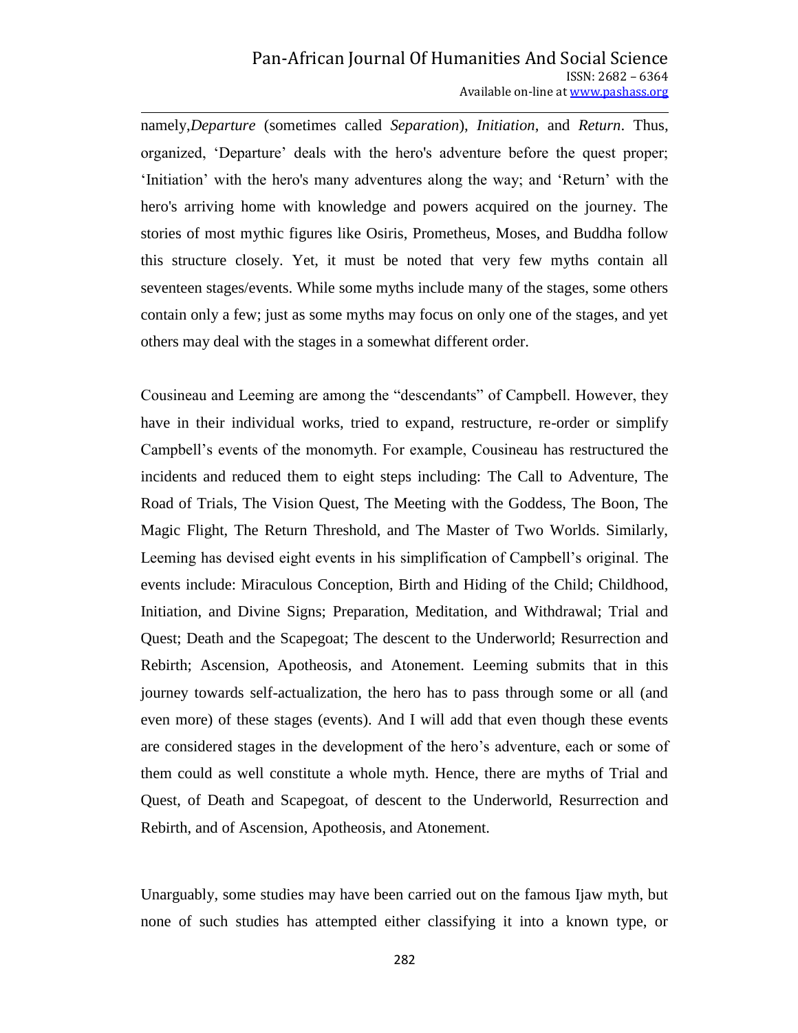namely,*Departure* (sometimes called *Separation*), *Initiation*, and *Return*. Thus, organized, 'Departure' deals with the hero's adventure before the quest proper; 'Initiation' with the hero's many adventures along the way; and 'Return' with the hero's arriving home with knowledge and powers acquired on the journey. The stories of most mythic figures like Osiris, Prometheus, Moses, and Buddha follow this structure closely. Yet, it must be noted that very few myths contain all seventeen stages/events. While some myths include many of the stages, some others contain only a few; just as some myths may focus on only one of the stages, and yet others may deal with the stages in a somewhat different order.

Cousineau and Leeming are among the "descendants" of Campbell. However, they have in their individual works, tried to expand, restructure, re-order or simplify Campbell's events of the monomyth. For example, Cousineau has restructured the incidents and reduced them to eight steps including: The Call to Adventure, The Road of Trials, The Vision Quest, The Meeting with the Goddess, The Boon, The Magic Flight, The Return Threshold, and The Master of Two Worlds. Similarly, Leeming has devised eight events in his simplification of Campbell's original. The events include: Miraculous Conception, Birth and Hiding of the Child; Childhood, Initiation, and Divine Signs; Preparation, Meditation, and Withdrawal; Trial and Quest; Death and the Scapegoat; The descent to the Underworld; Resurrection and Rebirth; Ascension, Apotheosis, and Atonement. Leeming submits that in this journey towards self-actualization, the hero has to pass through some or all (and even more) of these stages (events). And I will add that even though these events are considered stages in the development of the hero's adventure, each or some of them could as well constitute a whole myth. Hence, there are myths of Trial and Quest, of Death and Scapegoat, of descent to the Underworld, Resurrection and Rebirth, and of Ascension, Apotheosis, and Atonement.

Unarguably, some studies may have been carried out on the famous Ijaw myth, but none of such studies has attempted either classifying it into a known type, or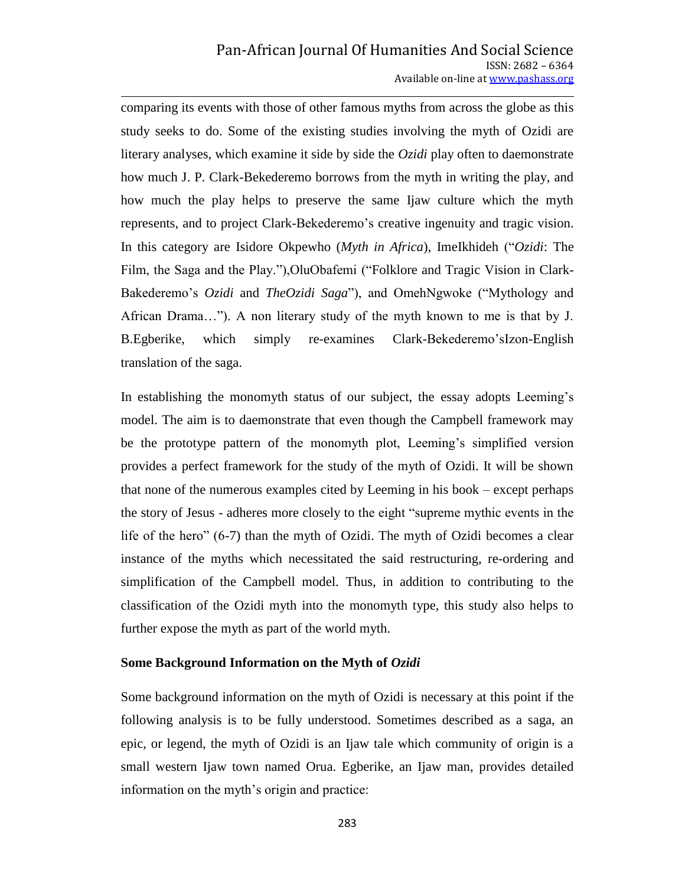comparing its events with those of other famous myths from across the globe as this study seeks to do. Some of the existing studies involving the myth of Ozidi are literary analyses, which examine it side by side the *Ozidi* play often to daemonstrate how much J. P. Clark-Bekederemo borrows from the myth in writing the play, and how much the play helps to preserve the same Ijaw culture which the myth represents, and to project Clark-Bekederemo's creative ingenuity and tragic vision. In this category are Isidore Okpewho (*Myth in Africa*), ImeIkhideh ("*Ozidi*: The Film, the Saga and the Play."),OluObafemi ("Folklore and Tragic Vision in Clark-Bakederemo's *Ozidi* and *TheOzidi Saga*"), and OmehNgwoke ("Mythology and African Drama…"). A non literary study of the myth known to me is that by J. B.Egberike, which simply re-examines Clark-Bekederemo'sIzon-English translation of the saga.

In establishing the monomyth status of our subject, the essay adopts Leeming's model. The aim is to daemonstrate that even though the Campbell framework may be the prototype pattern of the monomyth plot, Leeming's simplified version provides a perfect framework for the study of the myth of Ozidi. It will be shown that none of the numerous examples cited by Leeming in his book – except perhaps the story of Jesus - adheres more closely to the eight "supreme mythic events in the life of the hero" (6-7) than the myth of Ozidi. The myth of Ozidi becomes a clear instance of the myths which necessitated the said restructuring, re-ordering and simplification of the Campbell model. Thus, in addition to contributing to the classification of the Ozidi myth into the monomyth type, this study also helps to further expose the myth as part of the world myth.

### Some Background Information on the Myth of *Ozidi*

Some background information on the myth of Ozidi is necessary at this point if the following analysis is to be fully understood. Sometimes described as a saga, an epic, or legend, the myth of Ozidi is an Ijaw tale which community of origin is a small western Ijaw town named Orua. Egberike, an Ijaw man, provides detailed information on the myth's origin and practice: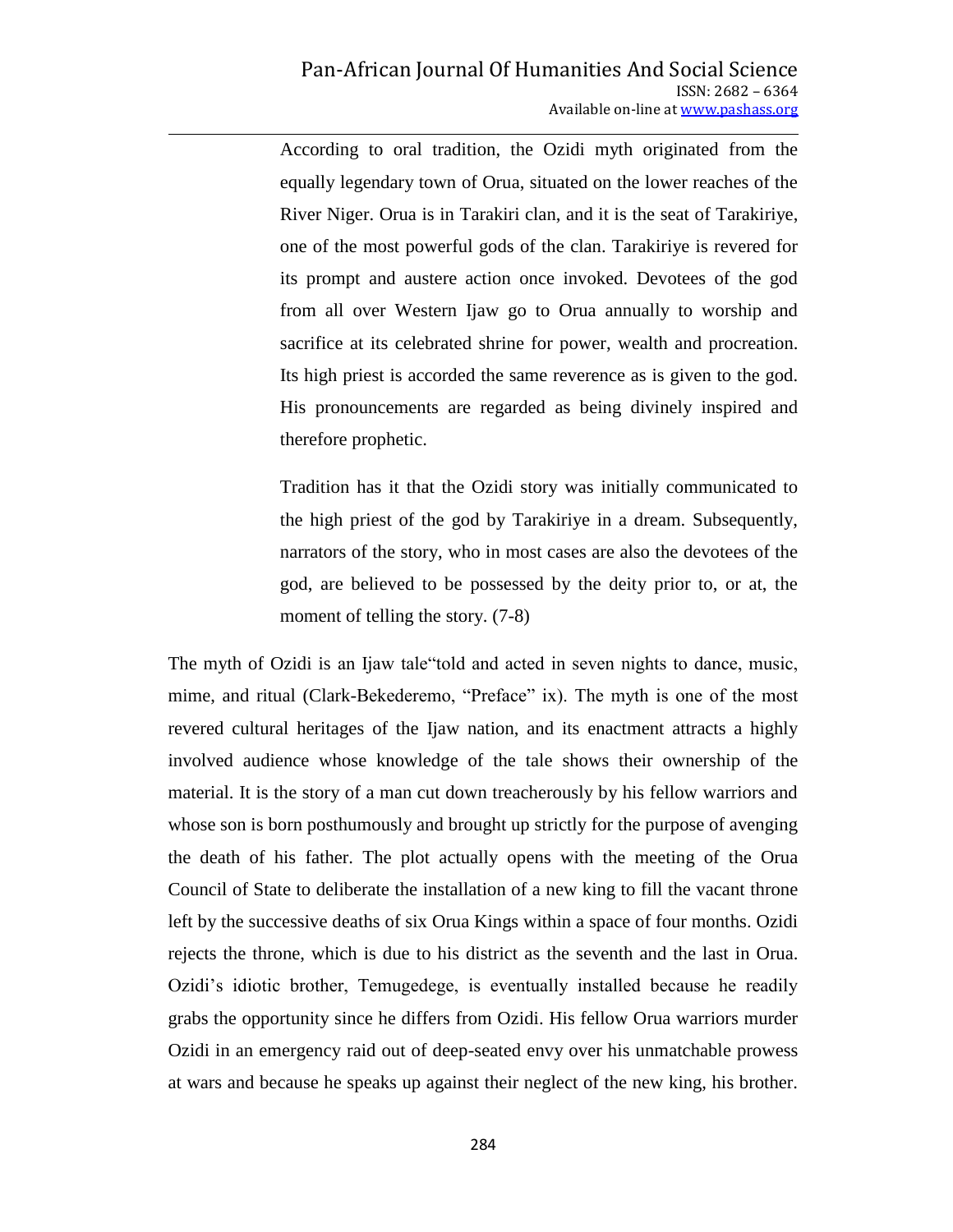> According to oral tradition, the Ozidi myth originated from the equally legendary town of Orua, situated on the lower reaches of the River Niger. Orua is in Tarakiri clan, and it is the seat of Tarakiriye, one of the most powerful gods of the clan. Tarakiriye is revered for its prompt and austere action once invoked. Devotees of the god from all over Western Ijaw go to Orua annually to worship and sacrifice at its celebrated shrine for power, wealth and procreation. Its high priest is accorded the same reverence as is given to the god. His pronouncements are regarded as being divinely inspired and therefore prophetic.
>
> Tradition has it that the Ozidi story was initially communicated to the high priest of the god by Tarakiriye in a dream. Subsequently, narrators of the story, who in most cases are also the devotees of the god, are believed to be possessed by the deity prior to, or at, the moment of telling the story. (7-8)

The myth of Ozidi is an Ijaw tale"told and acted in seven nights to dance, music, mime, and ritual (Clark-Bekederemo, "Preface" ix). The myth is one of the most revered cultural heritages of the Ijaw nation, and its enactment attracts a highly involved audience whose knowledge of the tale shows their ownership of the material. It is the story of a man cut down treacherously by his fellow warriors and whose son is born posthumously and brought up strictly for the purpose of avenging the death of his father. The plot actually opens with the meeting of the Orua Council of State to deliberate the installation of a new king to fill the vacant throne left by the successive deaths of six Orua Kings within a space of four months. Ozidi rejects the throne, which is due to his district as the seventh and the last in Orua. Ozidi's idiotic brother, Temugedege, is eventually installed because he readily grabs the opportunity since he differs from Ozidi. His fellow Orua warriors murder Ozidi in an emergency raid out of deep-seated envy over his unmatchable prowess at wars and because he speaks up against their neglect of the new king, his brother.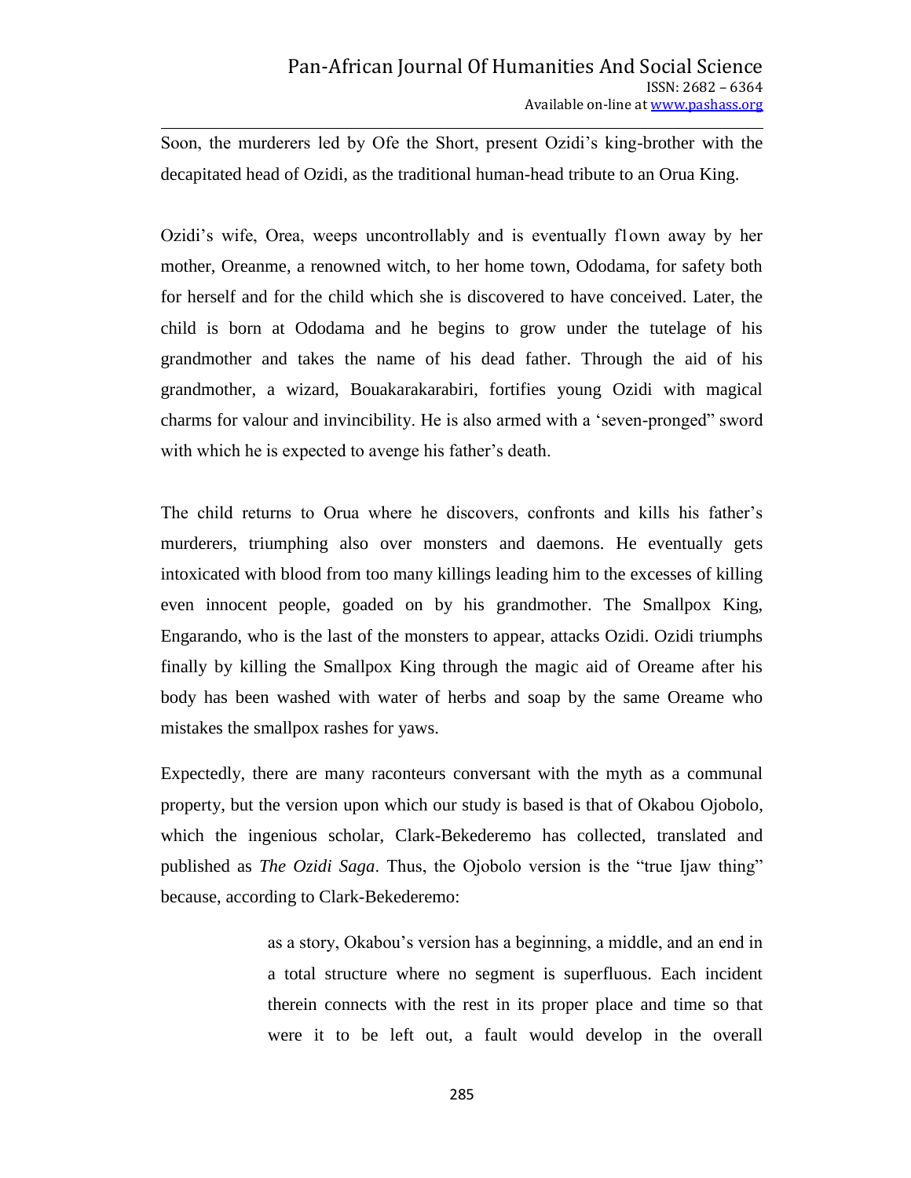Soon, the murderers led by Ofe the Short, present Ozidi's king-brother with the decapitated head of Ozidi, as the traditional human-head tribute to an Orua King.

Ozidi's wife, Orea, weeps uncontrollably and is eventually f1own away by her mother, Oreanme, a renowned witch, to her home town, Ododama, for safety both for herself and for the child which she is discovered to have conceived. Later, the child is born at Ododama and he begins to grow under the tutelage of his grandmother and takes the name of his dead father. Through the aid of his grandmother, a wizard, Bouakarakarabiri, fortifies young Ozidi with magical charms for valour and invincibility. He is also armed with a 'seven-pronged" sword with which he is expected to avenge his father's death.

The child returns to Orua where he discovers, confronts and kills his father's murderers, triumphing also over monsters and daemons. He eventually gets intoxicated with blood from too many killings leading him to the excesses of killing even innocent people, goaded on by his grandmother. The Smallpox King, Engarando, who is the last of the monsters to appear, attacks Ozidi. Ozidi triumphs finally by killing the Smallpox King through the magic aid of Oreame after his body has been washed with water of herbs and soap by the same Oreame who mistakes the smallpox rashes for yaws.

Expectedly, there are many raconteurs conversant with the myth as a communal property, but the version upon which our study is based is that of Okabou Ojobolo, which the ingenious scholar, Clark-Bekederemo has collected, translated and published as *The Ozidi Saga*. Thus, the Ojobolo version is the "true Ijaw thing" because, according to Clark-Bekederemo:

> as a story, Okabou's version has a beginning, a middle, and an end in a total structure where no segment is superfluous. Each incident therein connects with the rest in its proper place and time so that were it to be left out, a fault would develop in the overall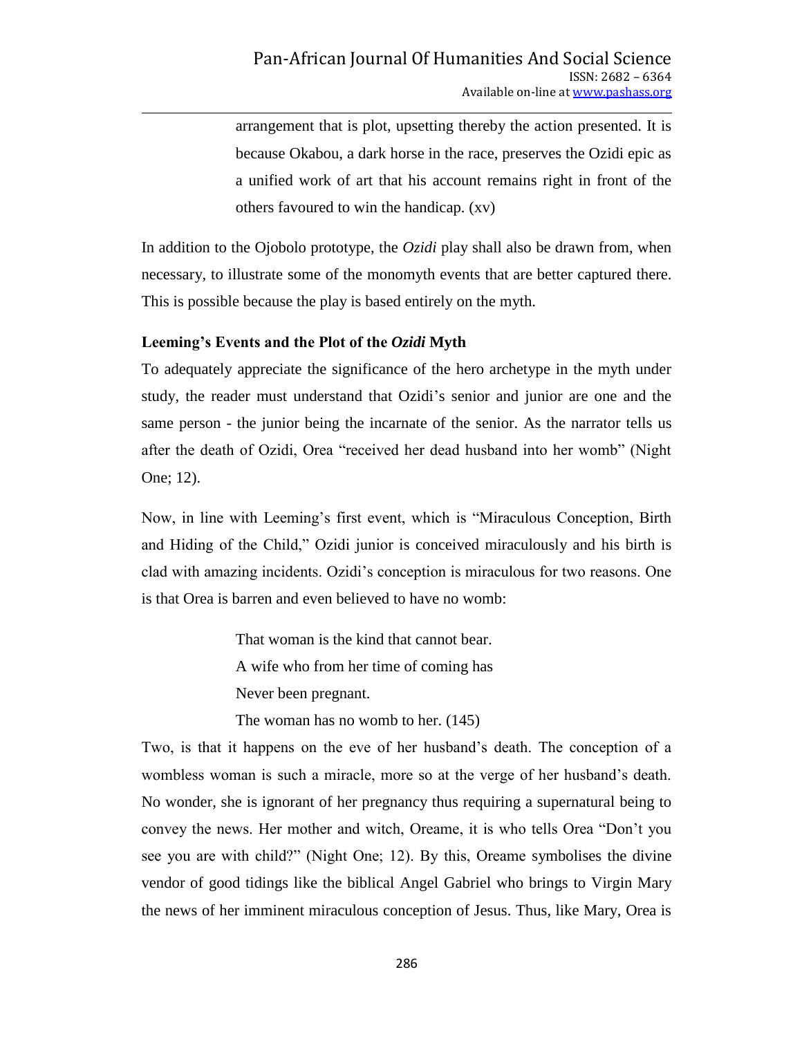> arrangement that is plot, upsetting thereby the action presented. It is because Okabou, a dark horse in the race, preserves the Ozidi epic as a unified work of art that his account remains right in front of the others favoured to win the handicap. (xv)

In addition to the Ojobolo prototype, the *Ozidi* play shall also be drawn from, when necessary, to illustrate some of the monomyth events that are better captured there. This is possible because the play is based entirely on the myth.

### Leeming's Events and the Plot of the *Ozidi* Myth

To adequately appreciate the significance of the hero archetype in the myth under study, the reader must understand that Ozidi's senior and junior are one and the same person - the junior being the incarnate of the senior. As the narrator tells us after the death of Ozidi, Orea "received her dead husband into her womb" (Night One; 12).

Now, in line with Leeming's first event, which is "Miraculous Conception, Birth and Hiding of the Child," Ozidi junior is conceived miraculously and his birth is clad with amazing incidents. Ozidi's conception is miraculous for two reasons. One is that Orea is barren and even believed to have no womb:

> That woman is the kind that cannot bear.
> A wife who from her time of coming has
> Never been pregnant.
> The woman has no womb to her. (145)

Two, is that it happens on the eve of her husband's death. The conception of a wombless woman is such a miracle, more so at the verge of her husband's death. No wonder, she is ignorant of her pregnancy thus requiring a supernatural being to convey the news. Her mother and witch, Oreame, it is who tells Orea "Don't you see you are with child?" (Night One; 12). By this, Oreame symbolises the divine vendor of good tidings like the biblical Angel Gabriel who brings to Virgin Mary the news of her imminent miraculous conception of Jesus. Thus, like Mary, Orea is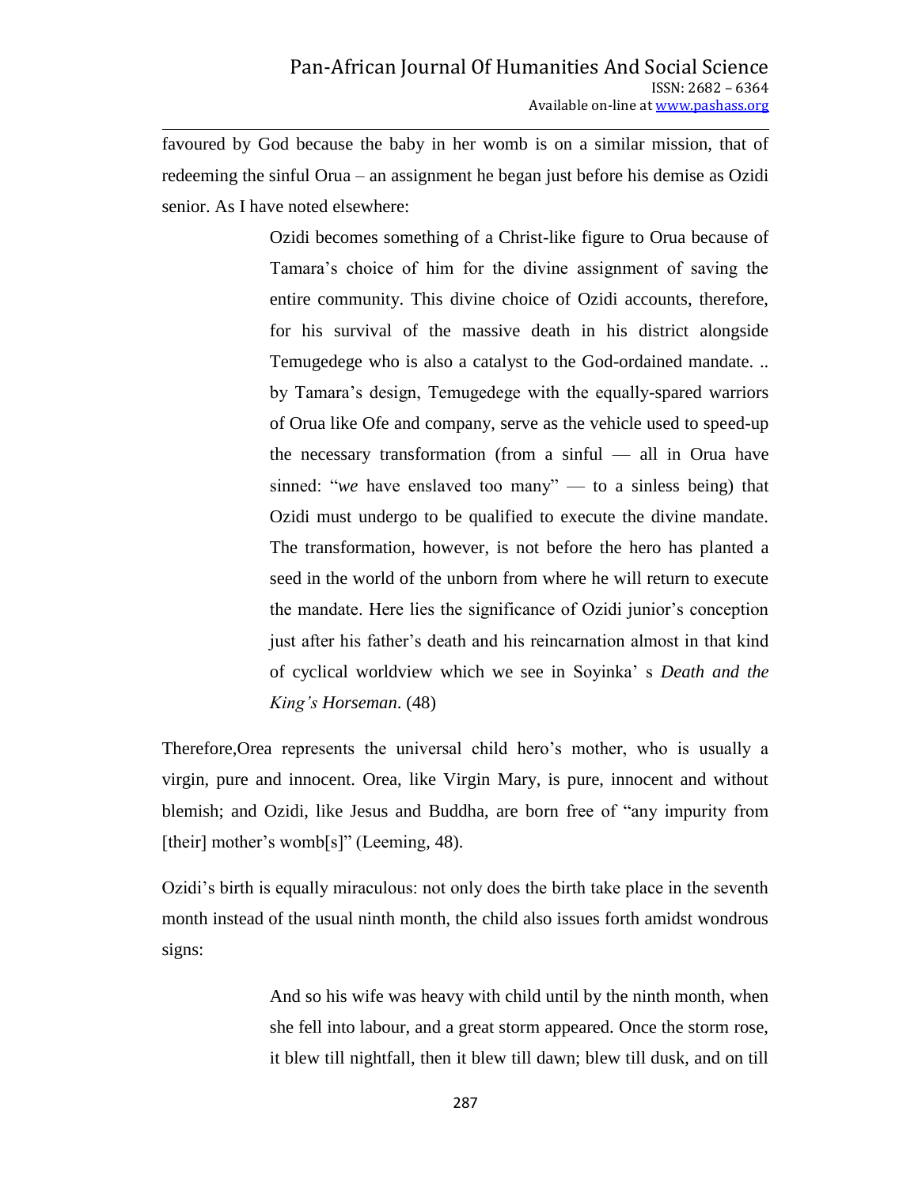favoured by God because the baby in her womb is on a similar mission, that of redeeming the sinful Orua – an assignment he began just before his demise as Ozidi senior. As I have noted elsewhere:

> Ozidi becomes something of a Christ-like figure to Orua because of Tamara's choice of him for the divine assignment of saving the entire community. This divine choice of Ozidi accounts, therefore, for his survival of the massive death in his district alongside Temugedege who is also a catalyst to the God-ordained mandate. .. by Tamara's design, Temugedege with the equally-spared warriors of Orua like Ofe and company, serve as the vehicle used to speed-up the necessary transformation (from a sinful — all in Orua have sinned: "*we* have enslaved too many" — to a sinless being) that Ozidi must undergo to be qualified to execute the divine mandate. The transformation, however, is not before the hero has planted a seed in the world of the unborn from where he will return to execute the mandate. Here lies the significance of Ozidi junior's conception just after his father's death and his reincarnation almost in that kind of cyclical worldview which we see in Soyinka' s *Death and the King's Horseman*. (48)

Therefore,Orea represents the universal child hero's mother, who is usually a virgin, pure and innocent. Orea, like Virgin Mary, is pure, innocent and without blemish; and Ozidi, like Jesus and Buddha, are born free of "any impurity from [their] mother's womb[s]" (Leeming, 48).

Ozidi's birth is equally miraculous: not only does the birth take place in the seventh month instead of the usual ninth month, the child also issues forth amidst wondrous signs:

> And so his wife was heavy with child until by the ninth month, when she fell into labour, and a great storm appeared. Once the storm rose, it blew till nightfall, then it blew till dawn; blew till dusk, and on till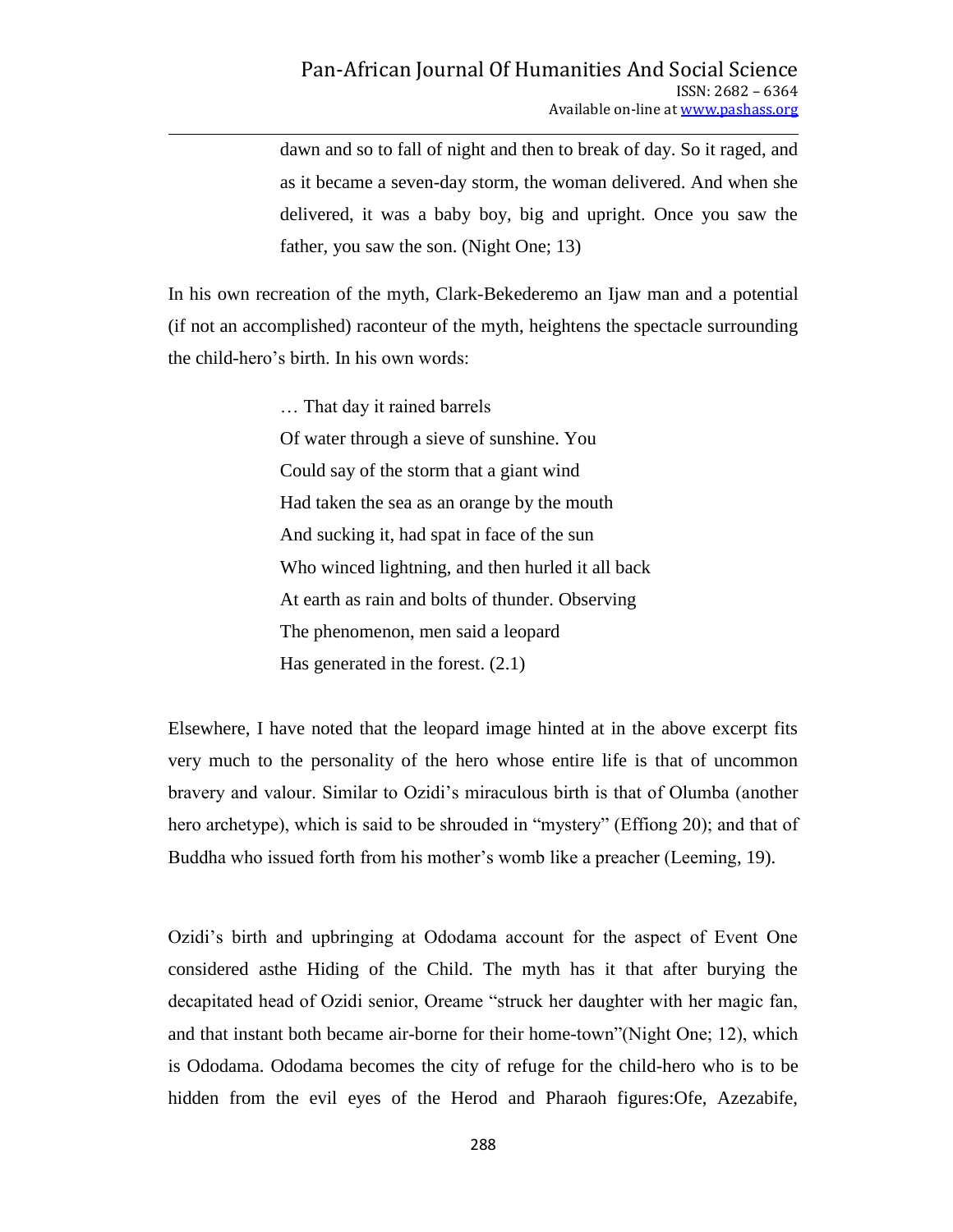> dawn and so to fall of night and then to break of day. So it raged, and as it became a seven-day storm, the woman delivered. And when she delivered, it was a baby boy, big and upright. Once you saw the father, you saw the son. (Night One; 13)

In his own recreation of the myth, Clark-Bekederemo an Ijaw man and a potential (if not an accomplished) raconteur of the myth, heightens the spectacle surrounding the child-hero's birth. In his own words:

> … That day it rained barrels  
> Of water through a sieve of sunshine. You  
> Could say of the storm that a giant wind  
> Had taken the sea as an orange by the mouth  
> And sucking it, had spat in face of the sun  
> Who winced lightning, and then hurled it all back  
> At earth as rain and bolts of thunder. Observing  
> The phenomenon, men said a leopard  
> Has generated in the forest. (2.1)

Elsewhere, I have noted that the leopard image hinted at in the above excerpt fits very much to the personality of the hero whose entire life is that of uncommon bravery and valour. Similar to Ozidi's miraculous birth is that of Olumba (another hero archetype), which is said to be shrouded in "mystery" (Effiong 20); and that of Buddha who issued forth from his mother's womb like a preacher (Leeming, 19).

Ozidi's birth and upbringing at Ododama account for the aspect of Event One considered asthe Hiding of the Child. The myth has it that after burying the decapitated head of Ozidi senior, Oreame "struck her daughter with her magic fan, and that instant both became air-borne for their home-town"(Night One; 12), which is Ododama. Ododama becomes the city of refuge for the child-hero who is to be hidden from the evil eyes of the Herod and Pharaoh figures:Ofe, Azezabife,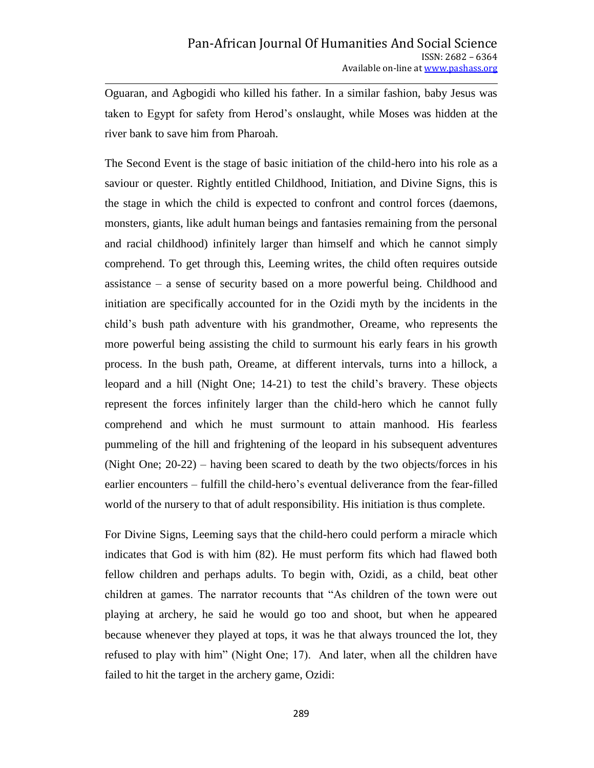Oguaran, and Agbogidi who killed his father. In a similar fashion, baby Jesus was taken to Egypt for safety from Herod's onslaught, while Moses was hidden at the river bank to save him from Pharoah.

The Second Event is the stage of basic initiation of the child-hero into his role as a saviour or quester. Rightly entitled Childhood, Initiation, and Divine Signs, this is the stage in which the child is expected to confront and control forces (daemons, monsters, giants, like adult human beings and fantasies remaining from the personal and racial childhood) infinitely larger than himself and which he cannot simply comprehend. To get through this, Leeming writes, the child often requires outside assistance – a sense of security based on a more powerful being. Childhood and initiation are specifically accounted for in the Ozidi myth by the incidents in the child's bush path adventure with his grandmother, Oreame, who represents the more powerful being assisting the child to surmount his early fears in his growth process. In the bush path, Oreame, at different intervals, turns into a hillock, a leopard and a hill (Night One; 14-21) to test the child's bravery. These objects represent the forces infinitely larger than the child-hero which he cannot fully comprehend and which he must surmount to attain manhood. His fearless pummeling of the hill and frightening of the leopard in his subsequent adventures (Night One; 20-22) – having been scared to death by the two objects/forces in his earlier encounters – fulfill the child-hero's eventual deliverance from the fear-filled world of the nursery to that of adult responsibility. His initiation is thus complete.

For Divine Signs, Leeming says that the child-hero could perform a miracle which indicates that God is with him (82). He must perform fits which had flawed both fellow children and perhaps adults. To begin with, Ozidi, as a child, beat other children at games. The narrator recounts that "As children of the town were out playing at archery, he said he would go too and shoot, but when he appeared because whenever they played at tops, it was he that always trounced the lot, they refused to play with him" (Night One; 17). And later, when all the children have failed to hit the target in the archery game, Ozidi: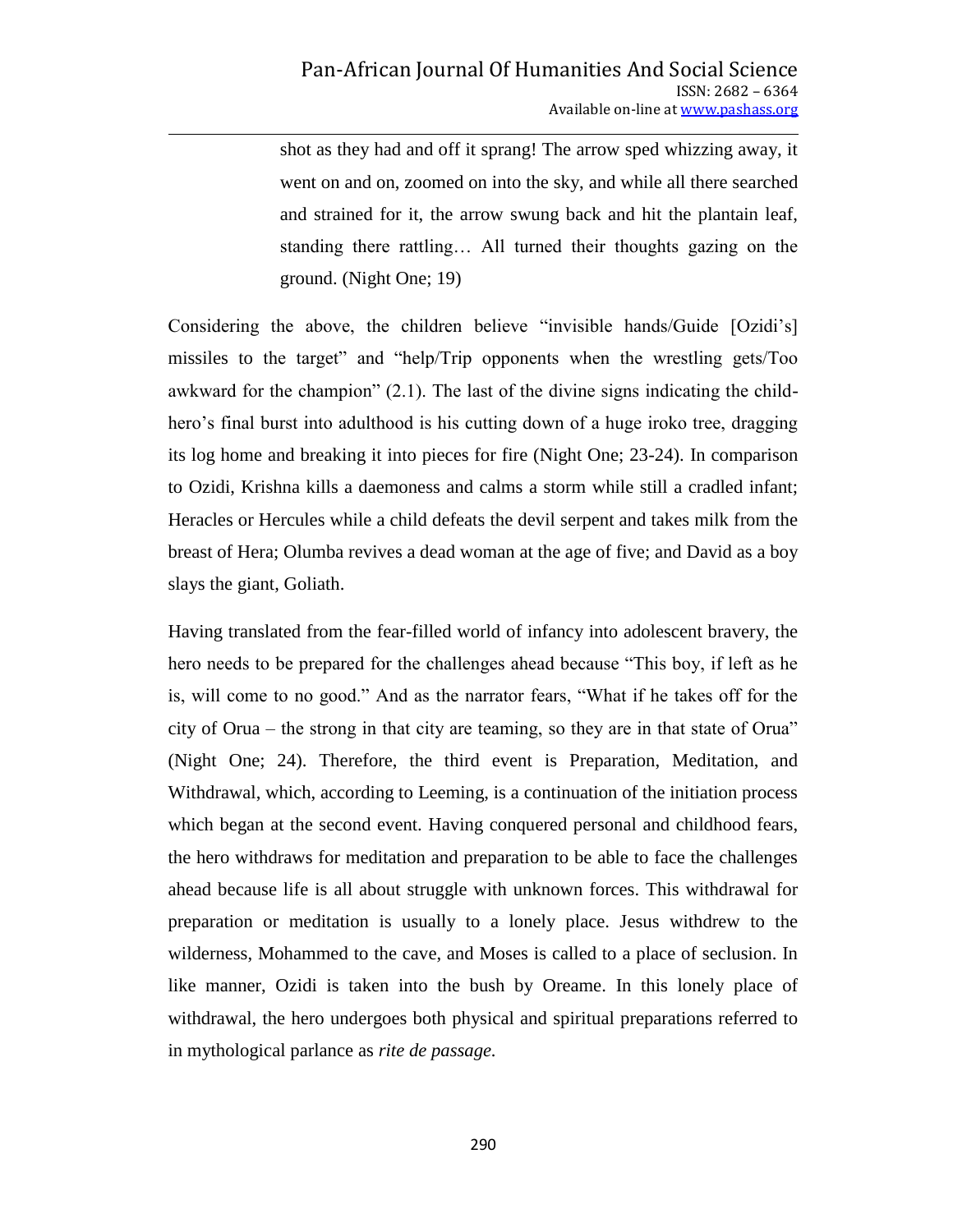> shot as they had and off it sprang! The arrow sped whizzing away, it went on and on, zoomed on into the sky, and while all there searched and strained for it, the arrow swung back and hit the plantain leaf, standing there rattling… All turned their thoughts gazing on the ground. (Night One; 19)

Considering the above, the children believe "invisible hands/Guide [Ozidi's] missiles to the target" and "help/Trip opponents when the wrestling gets/Too awkward for the champion" (2.1). The last of the divine signs indicating the child-hero's final burst into adulthood is his cutting down of a huge iroko tree, dragging its log home and breaking it into pieces for fire (Night One; 23-24). In comparison to Ozidi, Krishna kills a daemoness and calms a storm while still a cradled infant; Heracles or Hercules while a child defeats the devil serpent and takes milk from the breast of Hera; Olumba revives a dead woman at the age of five; and David as a boy slays the giant, Goliath.

Having translated from the fear-filled world of infancy into adolescent bravery, the hero needs to be prepared for the challenges ahead because "This boy, if left as he is, will come to no good." And as the narrator fears, "What if he takes off for the city of Orua – the strong in that city are teaming, so they are in that state of Orua" (Night One; 24). Therefore, the third event is Preparation, Meditation, and Withdrawal, which, according to Leeming, is a continuation of the initiation process which began at the second event. Having conquered personal and childhood fears, the hero withdraws for meditation and preparation to be able to face the challenges ahead because life is all about struggle with unknown forces. This withdrawal for preparation or meditation is usually to a lonely place. Jesus withdrew to the wilderness, Mohammed to the cave, and Moses is called to a place of seclusion. In like manner, Ozidi is taken into the bush by Oreame. In this lonely place of withdrawal, the hero undergoes both physical and spiritual preparations referred to in mythological parlance as *rite de passage.*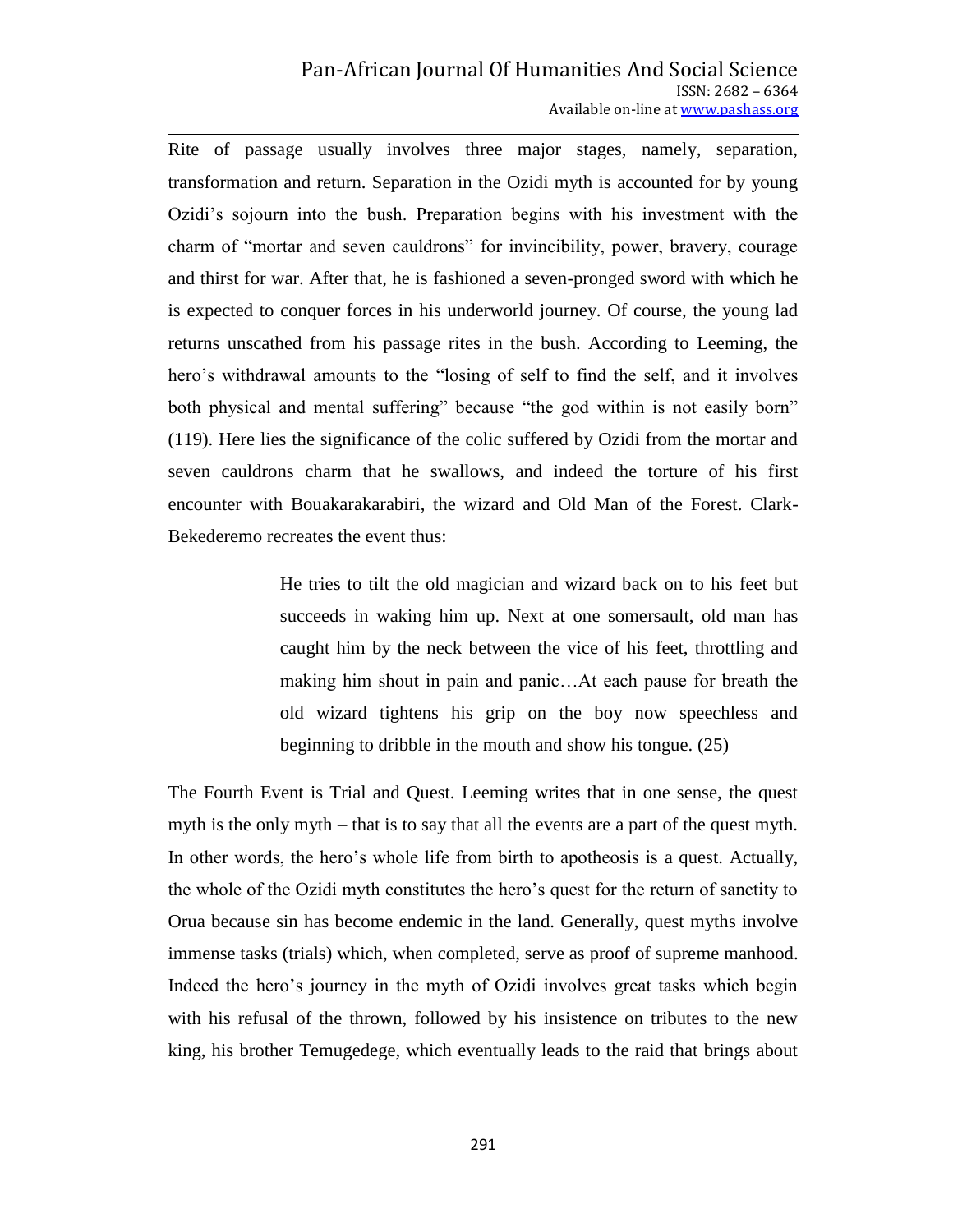Rite of passage usually involves three major stages, namely, separation, transformation and return. Separation in the Ozidi myth is accounted for by young Ozidi's sojourn into the bush. Preparation begins with his investment with the charm of "mortar and seven cauldrons" for invincibility, power, bravery, courage and thirst for war. After that, he is fashioned a seven-pronged sword with which he is expected to conquer forces in his underworld journey. Of course, the young lad returns unscathed from his passage rites in the bush. According to Leeming, the hero's withdrawal amounts to the "losing of self to find the self, and it involves both physical and mental suffering" because "the god within is not easily born" (119). Here lies the significance of the colic suffered by Ozidi from the mortar and seven cauldrons charm that he swallows, and indeed the torture of his first encounter with Bouakarakarabiri, the wizard and Old Man of the Forest. Clark-Bekederemo recreates the event thus:

> He tries to tilt the old magician and wizard back on to his feet but succeeds in waking him up. Next at one somersault, old man has caught him by the neck between the vice of his feet, throttling and making him shout in pain and panic…At each pause for breath the old wizard tightens his grip on the boy now speechless and beginning to dribble in the mouth and show his tongue. (25)

The Fourth Event is Trial and Quest. Leeming writes that in one sense, the quest myth is the only myth – that is to say that all the events are a part of the quest myth. In other words, the hero's whole life from birth to apotheosis is a quest. Actually, the whole of the Ozidi myth constitutes the hero's quest for the return of sanctity to Orua because sin has become endemic in the land. Generally, quest myths involve immense tasks (trials) which, when completed, serve as proof of supreme manhood. Indeed the hero's journey in the myth of Ozidi involves great tasks which begin with his refusal of the thrown, followed by his insistence on tributes to the new king, his brother Temugedege, which eventually leads to the raid that brings about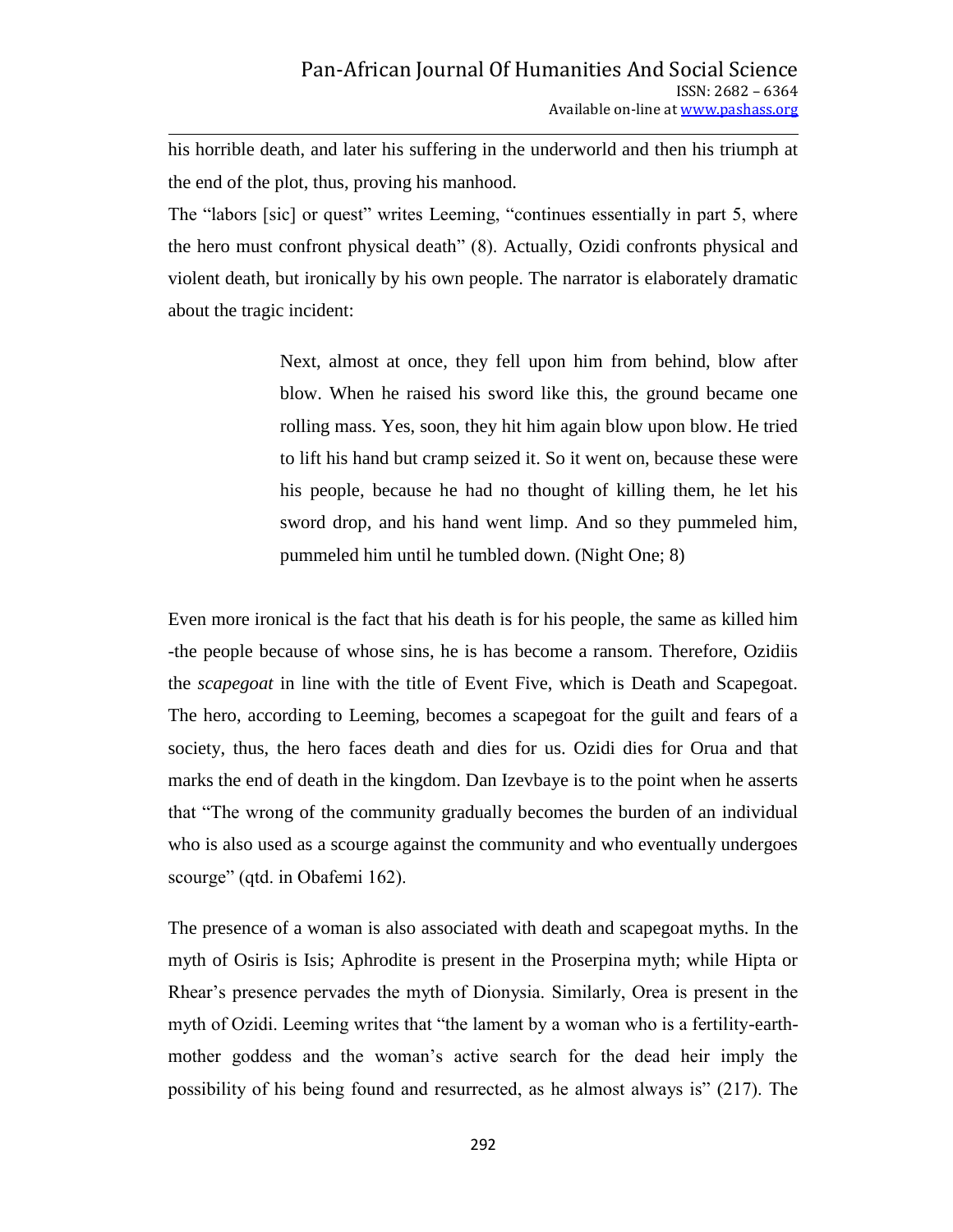his horrible death, and later his suffering in the underworld and then his triumph at the end of the plot, thus, proving his manhood.

The "labors [sic] or quest" writes Leeming, "continues essentially in part 5, where the hero must confront physical death" (8). Actually, Ozidi confronts physical and violent death, but ironically by his own people. The narrator is elaborately dramatic about the tragic incident:

> Next, almost at once, they fell upon him from behind, blow after blow. When he raised his sword like this, the ground became one rolling mass. Yes, soon, they hit him again blow upon blow. He tried to lift his hand but cramp seized it. So it went on, because these were his people, because he had no thought of killing them, he let his sword drop, and his hand went limp. And so they pummeled him, pummeled him until he tumbled down. (Night One; 8)

Even more ironical is the fact that his death is for his people, the same as killed him -the people because of whose sins, he is has become a ransom. Therefore, Ozidiis the *scapegoat* in line with the title of Event Five, which is Death and Scapegoat. The hero, according to Leeming, becomes a scapegoat for the guilt and fears of a society, thus, the hero faces death and dies for us. Ozidi dies for Orua and that marks the end of death in the kingdom. Dan Izevbaye is to the point when he asserts that "The wrong of the community gradually becomes the burden of an individual who is also used as a scourge against the community and who eventually undergoes scourge" (qtd. in Obafemi 162).

The presence of a woman is also associated with death and scapegoat myths. In the myth of Osiris is Isis; Aphrodite is present in the Proserpina myth; while Hipta or Rhear's presence pervades the myth of Dionysia. Similarly, Orea is present in the myth of Ozidi. Leeming writes that "the lament by a woman who is a fertility-earth-mother goddess and the woman's active search for the dead heir imply the possibility of his being found and resurrected, as he almost always is" (217). The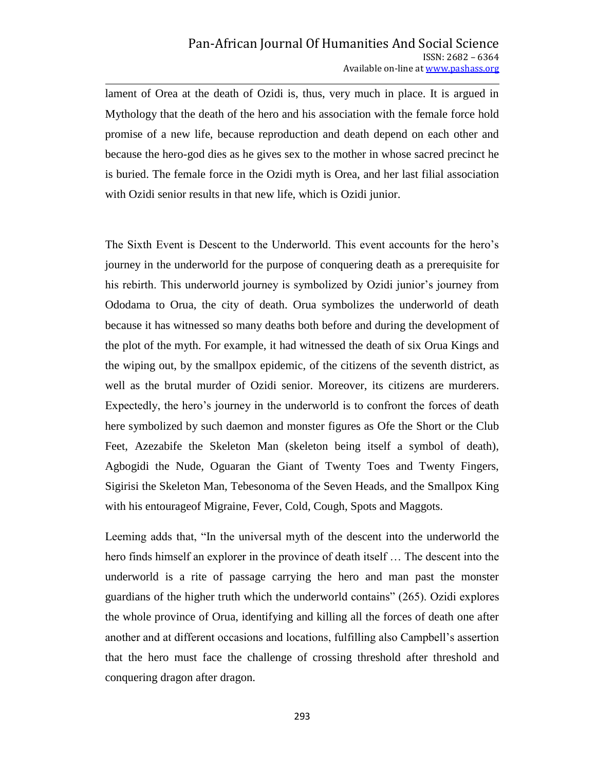lament of Orea at the death of Ozidi is, thus, very much in place. It is argued in Mythology that the death of the hero and his association with the female force hold promise of a new life, because reproduction and death depend on each other and because the hero-god dies as he gives sex to the mother in whose sacred precinct he is buried. The female force in the Ozidi myth is Orea, and her last filial association with Ozidi senior results in that new life, which is Ozidi junior.

The Sixth Event is Descent to the Underworld. This event accounts for the hero's journey in the underworld for the purpose of conquering death as a prerequisite for his rebirth. This underworld journey is symbolized by Ozidi junior's journey from Ododama to Orua, the city of death. Orua symbolizes the underworld of death because it has witnessed so many deaths both before and during the development of the plot of the myth. For example, it had witnessed the death of six Orua Kings and the wiping out, by the smallpox epidemic, of the citizens of the seventh district, as well as the brutal murder of Ozidi senior. Moreover, its citizens are murderers. Expectedly, the hero's journey in the underworld is to confront the forces of death here symbolized by such daemon and monster figures as Ofe the Short or the Club Feet, Azezabife the Skeleton Man (skeleton being itself a symbol of death), Agbogidi the Nude, Oguaran the Giant of Twenty Toes and Twenty Fingers, Sigirisi the Skeleton Man, Tebesonoma of the Seven Heads, and the Smallpox King with his entourageof Migraine, Fever, Cold, Cough, Spots and Maggots.

Leeming adds that, "In the universal myth of the descent into the underworld the hero finds himself an explorer in the province of death itself … The descent into the underworld is a rite of passage carrying the hero and man past the monster guardians of the higher truth which the underworld contains" (265). Ozidi explores the whole province of Orua, identifying and killing all the forces of death one after another and at different occasions and locations, fulfilling also Campbell's assertion that the hero must face the challenge of crossing threshold after threshold and conquering dragon after dragon.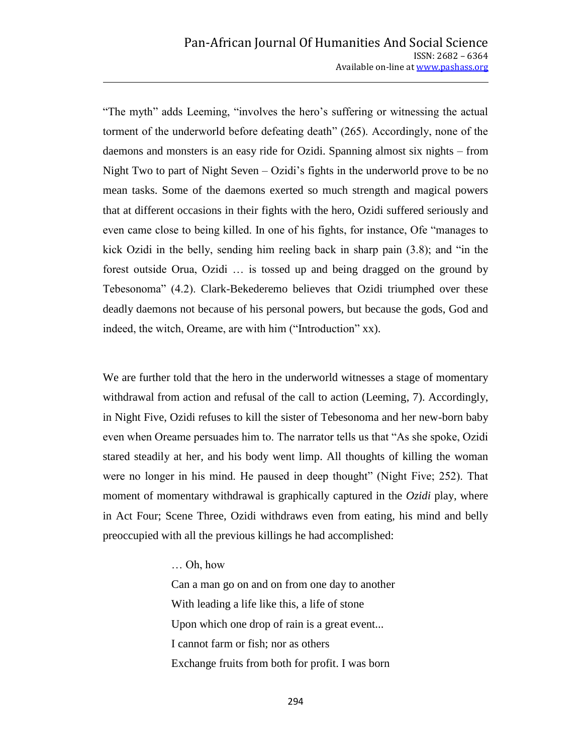"The myth" adds Leeming, "involves the hero's suffering or witnessing the actual torment of the underworld before defeating death" (265). Accordingly, none of the daemons and monsters is an easy ride for Ozidi. Spanning almost six nights – from Night Two to part of Night Seven – Ozidi's fights in the underworld prove to be no mean tasks. Some of the daemons exerted so much strength and magical powers that at different occasions in their fights with the hero, Ozidi suffered seriously and even came close to being killed. In one of his fights, for instance, Ofe "manages to kick Ozidi in the belly, sending him reeling back in sharp pain (3.8); and "in the forest outside Orua, Ozidi … is tossed up and being dragged on the ground by Tebesonoma" (4.2). Clark-Bekederemo believes that Ozidi triumphed over these deadly daemons not because of his personal powers, but because the gods, God and indeed, the witch, Oreame, are with him ("Introduction" xx).

We are further told that the hero in the underworld witnesses a stage of momentary withdrawal from action and refusal of the call to action (Leeming, 7). Accordingly, in Night Five, Ozidi refuses to kill the sister of Tebesonoma and her new-born baby even when Oreame persuades him to. The narrator tells us that "As she spoke, Ozidi stared steadily at her, and his body went limp. All thoughts of killing the woman were no longer in his mind. He paused in deep thought" (Night Five; 252). That moment of momentary withdrawal is graphically captured in the *Ozidi* play, where in Act Four; Scene Three, Ozidi withdraws even from eating, his mind and belly preoccupied with all the previous killings he had accomplished:

> … Oh, how
> Can a man go on and on from one day to another
> With leading a life like this, a life of stone
> Upon which one drop of rain is a great event...
> I cannot farm or fish; nor as others
> Exchange fruits from both for profit. I was born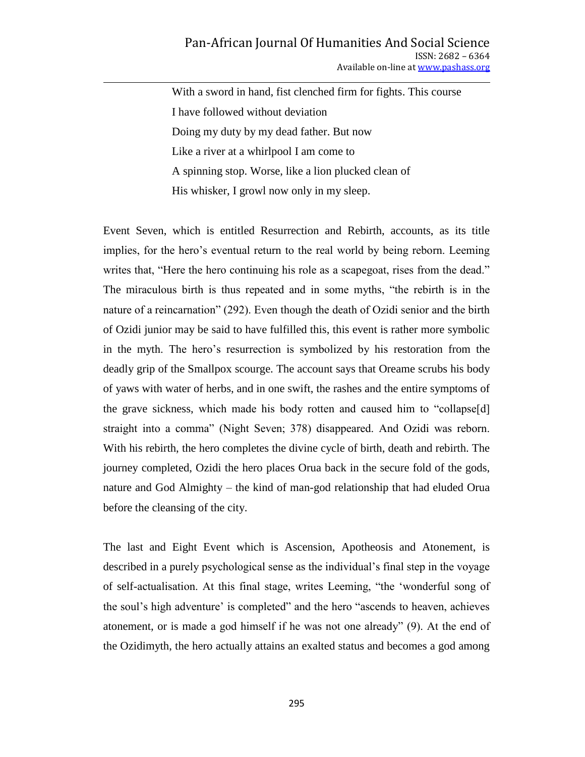> With a sword in hand, fist clenched firm for fights. This course
> I have followed without deviation
> Doing my duty by my dead father. But now
> Like a river at a whirlpool I am come to
> A spinning stop. Worse, like a lion plucked clean of
> His whisker, I growl now only in my sleep.

Event Seven, which is entitled Resurrection and Rebirth, accounts, as its title implies, for the hero's eventual return to the real world by being reborn. Leeming writes that, "Here the hero continuing his role as a scapegoat, rises from the dead." The miraculous birth is thus repeated and in some myths, "the rebirth is in the nature of a reincarnation" (292). Even though the death of Ozidi senior and the birth of Ozidi junior may be said to have fulfilled this, this event is rather more symbolic in the myth. The hero's resurrection is symbolized by his restoration from the deadly grip of the Smallpox scourge. The account says that Oreame scrubs his body of yaws with water of herbs, and in one swift, the rashes and the entire symptoms of the grave sickness, which made his body rotten and caused him to "collapse[d] straight into a comma" (Night Seven; 378) disappeared. And Ozidi was reborn. With his rebirth, the hero completes the divine cycle of birth, death and rebirth. The journey completed, Ozidi the hero places Orua back in the secure fold of the gods, nature and God Almighty – the kind of man-god relationship that had eluded Orua before the cleansing of the city.

The last and Eight Event which is Ascension, Apotheosis and Atonement, is described in a purely psychological sense as the individual's final step in the voyage of self-actualisation. At this final stage, writes Leeming, "the 'wonderful song of the soul's high adventure' is completed" and the hero "ascends to heaven, achieves atonement, or is made a god himself if he was not one already" (9). At the end of the Ozidimyth, the hero actually attains an exalted status and becomes a god among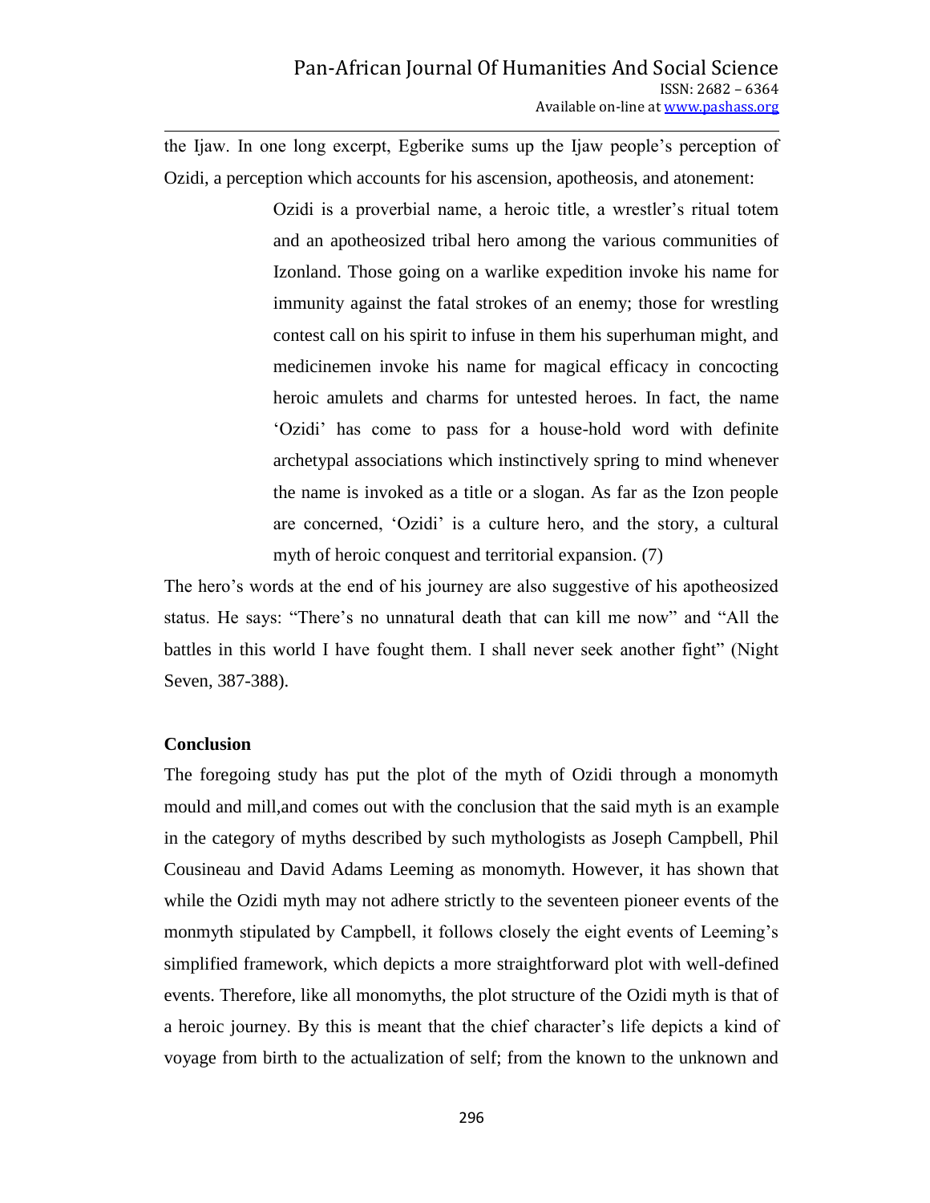the Ijaw. In one long excerpt, Egberike sums up the Ijaw people's perception of Ozidi, a perception which accounts for his ascension, apotheosis, and atonement:

> Ozidi is a proverbial name, a heroic title, a wrestler's ritual totem and an apotheosized tribal hero among the various communities of Izonland. Those going on a warlike expedition invoke his name for immunity against the fatal strokes of an enemy; those for wrestling contest call on his spirit to infuse in them his superhuman might, and medicinemen invoke his name for magical efficacy in concocting heroic amulets and charms for untested heroes. In fact, the name 'Ozidi' has come to pass for a house-hold word with definite archetypal associations which instinctively spring to mind whenever the name is invoked as a title or a slogan. As far as the Izon people are concerned, 'Ozidi' is a culture hero, and the story, a cultural myth of heroic conquest and territorial expansion. (7)

The hero's words at the end of his journey are also suggestive of his apotheosized status. He says: "There's no unnatural death that can kill me now" and "All the battles in this world I have fought them. I shall never seek another fight" (Night Seven, 387-388).

**Conclusion**

The foregoing study has put the plot of the myth of Ozidi through a monomyth mould and mill,and comes out with the conclusion that the said myth is an example in the category of myths described by such mythologists as Joseph Campbell, Phil Cousineau and David Adams Leeming as monomyth. However, it has shown that while the Ozidi myth may not adhere strictly to the seventeen pioneer events of the monmyth stipulated by Campbell, it follows closely the eight events of Leeming's simplified framework, which depicts a more straightforward plot with well-defined events. Therefore, like all monomyths, the plot structure of the Ozidi myth is that of a heroic journey. By this is meant that the chief character's life depicts a kind of voyage from birth to the actualization of self; from the known to the unknown and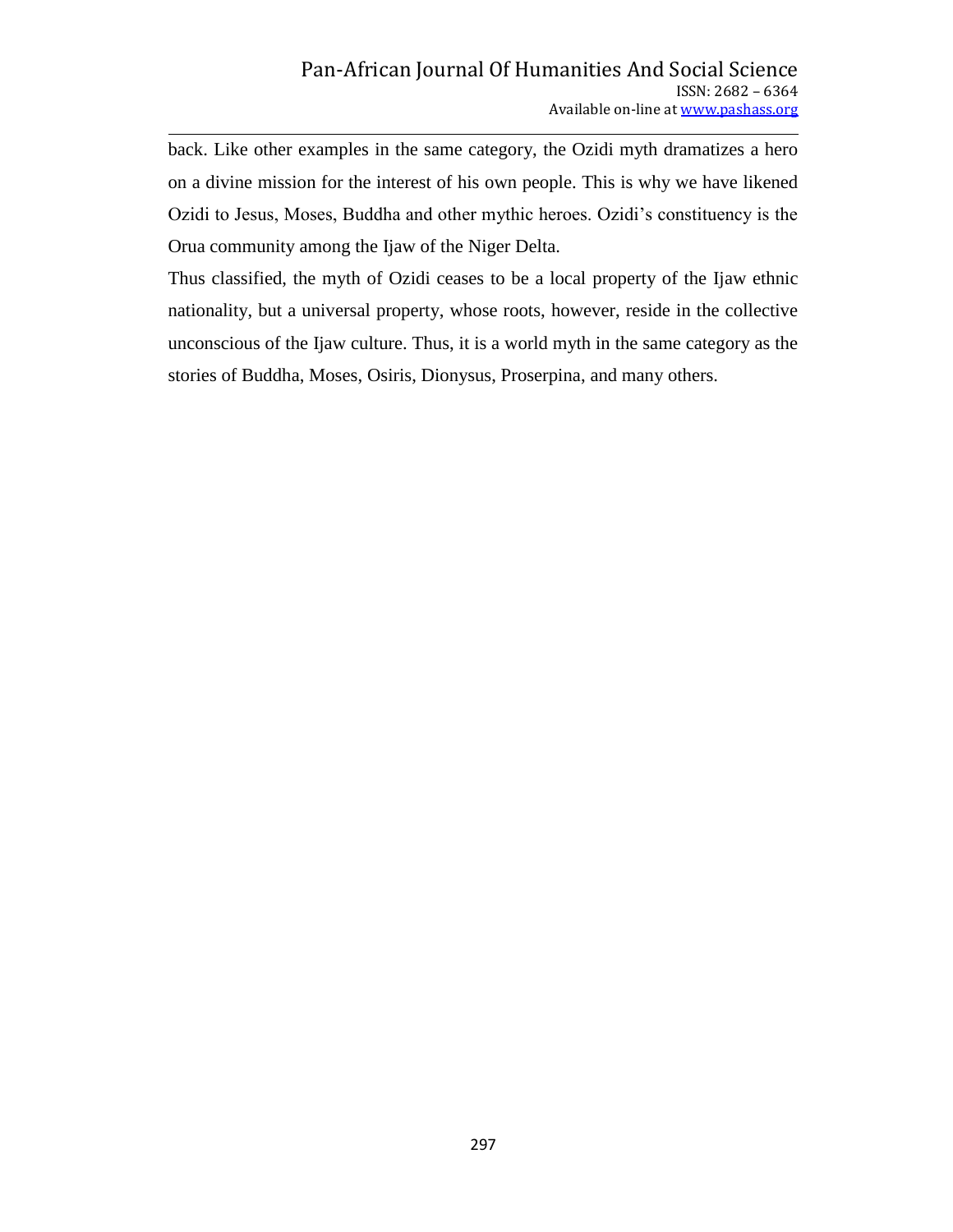back. Like other examples in the same category, the Ozidi myth dramatizes a hero on a divine mission for the interest of his own people. This is why we have likened Ozidi to Jesus, Moses, Buddha and other mythic heroes. Ozidi's constituency is the Orua community among the Ijaw of the Niger Delta.

Thus classified, the myth of Ozidi ceases to be a local property of the Ijaw ethnic nationality, but a universal property, whose roots, however, reside in the collective unconscious of the Ijaw culture. Thus, it is a world myth in the same category as the stories of Buddha, Moses, Osiris, Dionysus, Proserpina, and many others.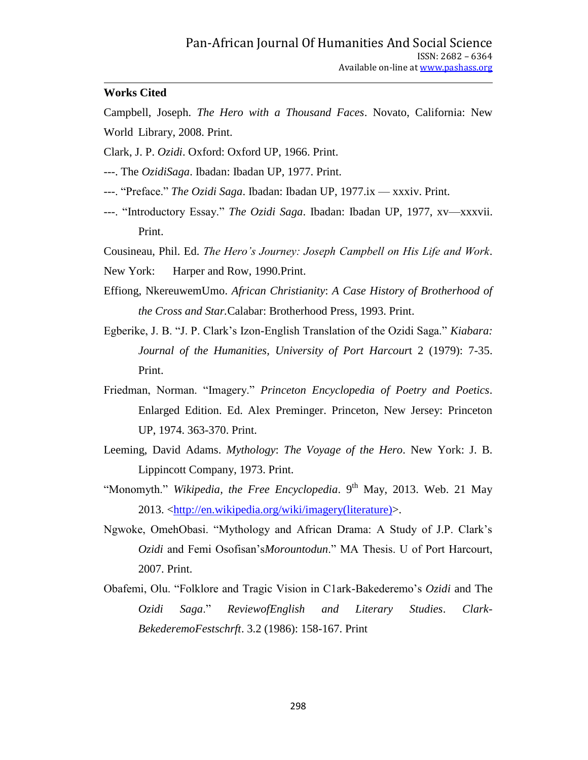**Works Cited**

Campbell, Joseph. *The Hero with a Thousand Faces*. Novato, California: New World Library, 2008. Print.

Clark, J. P. *Ozidi*. Oxford: Oxford UP, 1966. Print.

---. The *OzidiSaga*. Ibadan: Ibadan UP, 1977. Print.

---. "Preface." *The Ozidi Saga*. Ibadan: Ibadan UP, 1977.ix — xxxiv. Print.

---. "Introductory Essay." *The Ozidi Saga*. Ibadan: Ibadan UP, 1977, xv—xxxvii. Print.

Cousineau, Phil. Ed. *The Hero's Journey: Joseph Campbell on His Life and Work*. New York: Harper and Row, 1990.Print.

Effiong, NkereuwemUmo. *African Christianity*: *A Case History of Brotherhood of the Cross and Star.*Calabar: Brotherhood Press, 1993. Print.

Egberike, J. B. "J. P. Clark's Izon-English Translation of the Ozidi Saga." *Kiabara: Journal of the Humanities, University of Port Harcour*t 2 (1979): 7-35. Print.

Friedman, Norman. "Imagery." *Princeton Encyclopedia of Poetry and Poetics*. Enlarged Edition. Ed. Alex Preminger. Princeton, New Jersey: Princeton UP, 1974. 363-370. Print.

Leeming, David Adams. *Mythology*: *The Voyage of the Hero*. New York: J. B. Lippincott Company, 1973. Print.

"Monomyth." *Wikipedia, the Free Encyclopedia*. 9th May, 2013. Web. 21 May 2013. <http://en.wikipedia.org/wiki/imagery(literature)>.

Ngwoke, OmehObasi. "Mythology and African Drama: A Study of J.P. Clark's *Ozidi* and Femi Osofisan's*Morountodun*." MA Thesis. U of Port Harcourt, 2007. Print.

Obafemi, Olu. "Folklore and Tragic Vision in C1ark-Bakederemo's *Ozidi* and The *Ozidi Saga*." *ReviewofEnglish and Literary Studies*. *Clark-BekederemoFestschrft*. 3.2 (1986): 158-167. Print